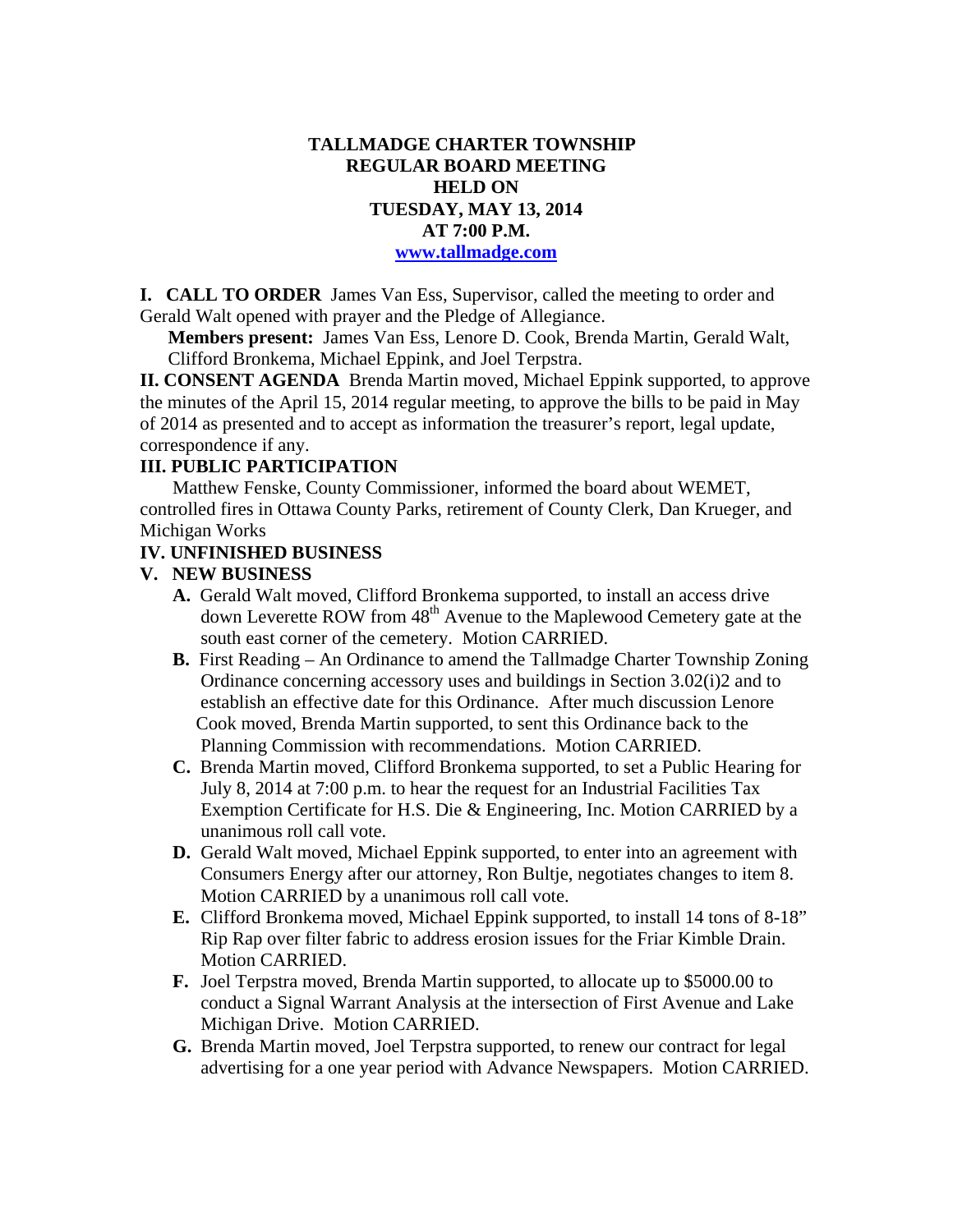**TALLMADGE CHARTER TOWNSHIP**
**REGULAR BOARD MEETING**
**HELD ON**
**TUESDAY, MAY 13, 2014**
**AT 7:00 P.M.**
**www.tallmadge.com**

**I. CALL TO ORDER** James Van Ess, Supervisor, called the meeting to order and Gerald Walt opened with prayer and the Pledge of Allegiance.

**Members present:** James Van Ess, Lenore D. Cook, Brenda Martin, Gerald Walt, Clifford Bronkema, Michael Eppink, and Joel Terpstra.

**II. CONSENT AGENDA** Brenda Martin moved, Michael Eppink supported, to approve the minutes of the April 15, 2014 regular meeting, to approve the bills to be paid in May of 2014 as presented and to accept as information the treasurer's report, legal update, correspondence if any.

**III. PUBLIC PARTICIPATION**

Matthew Fenske, County Commissioner, informed the board about WEMET, controlled fires in Ottawa County Parks, retirement of County Clerk, Dan Krueger, and Michigan Works

**IV. UNFINISHED BUSINESS**

**V. NEW BUSINESS**

**A.** Gerald Walt moved, Clifford Bronkema supported, to install an access drive down Leverette ROW from 48th Avenue to the Maplewood Cemetery gate at the south east corner of the cemetery. Motion CARRIED.

**B.** First Reading – An Ordinance to amend the Tallmadge Charter Township Zoning Ordinance concerning accessory uses and buildings in Section 3.02(i)2 and to establish an effective date for this Ordinance. After much discussion Lenore Cook moved, Brenda Martin supported, to sent this Ordinance back to the Planning Commission with recommendations. Motion CARRIED.

**C.** Brenda Martin moved, Clifford Bronkema supported, to set a Public Hearing for July 8, 2014 at 7:00 p.m. to hear the request for an Industrial Facilities Tax Exemption Certificate for H.S. Die & Engineering, Inc. Motion CARRIED by a unanimous roll call vote.

**D.** Gerald Walt moved, Michael Eppink supported, to enter into an agreement with Consumers Energy after our attorney, Ron Bultje, negotiates changes to item 8. Motion CARRIED by a unanimous roll call vote.

**E.** Clifford Bronkema moved, Michael Eppink supported, to install 14 tons of 8-18" Rip Rap over filter fabric to address erosion issues for the Friar Kimble Drain. Motion CARRIED.

**F.** Joel Terpstra moved, Brenda Martin supported, to allocate up to $5000.00 to conduct a Signal Warrant Analysis at the intersection of First Avenue and Lake Michigan Drive. Motion CARRIED.

**G.** Brenda Martin moved, Joel Terpstra supported, to renew our contract for legal advertising for a one year period with Advance Newspapers. Motion CARRIED.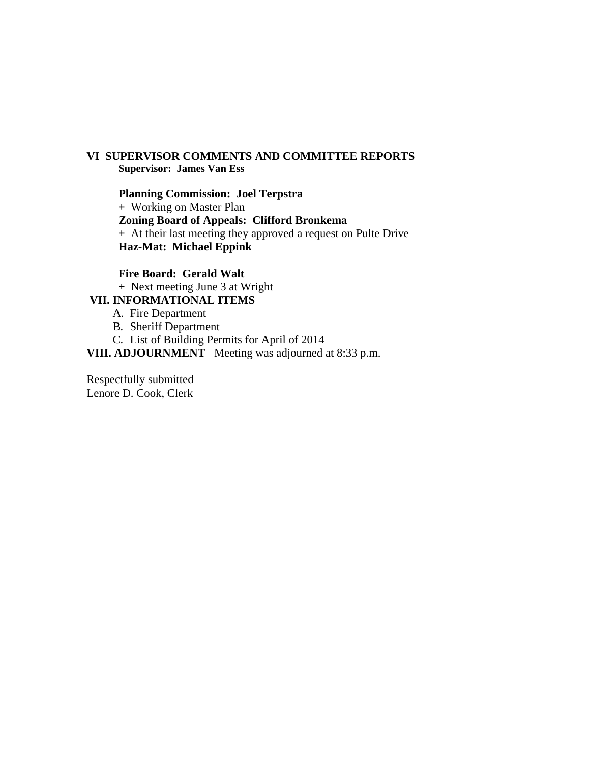**VI SUPERVISOR COMMENTS AND COMMITTEE REPORTS**

**Supervisor: James Van Ess**

**Planning Commission: Joel Terpstra**

+ Working on Master Plan

**Zoning Board of Appeals: Clifford Bronkema**

+ At their last meeting they approved a request on Pulte Drive

**Haz-Mat: Michael Eppink**

**Fire Board: Gerald Walt**

+ Next meeting June 3 at Wright

**VII. INFORMATIONAL ITEMS**

A. Fire Department
B. Sheriff Department
C. List of Building Permits for April of 2014

**VIII. ADJOURNMENT** Meeting was adjourned at 8:33 p.m.

Respectfully submitted
Lenore D. Cook, Clerk